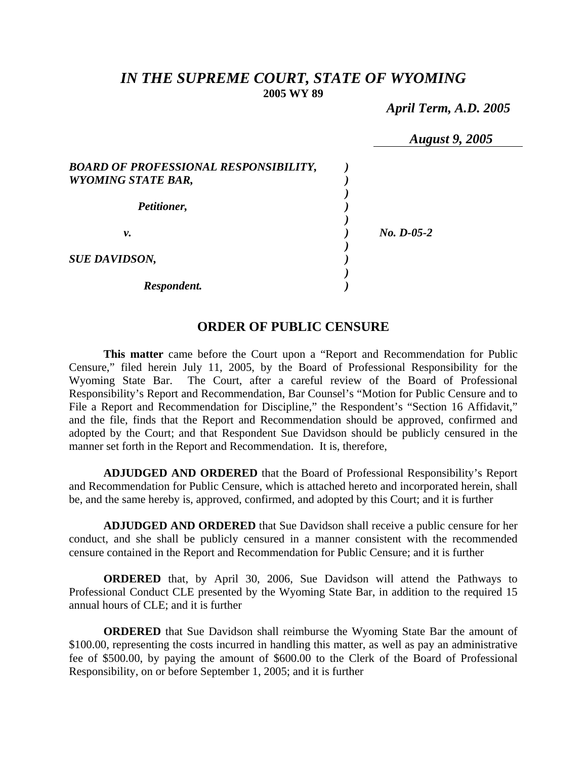# *IN THE SUPREME COURT, STATE OF WYOMING*

**2005 WY 89**

***April Term, A.D. 2005***

***August 9, 2005***

| | | |
|---|---|---|
| ***BOARD OF PROFESSIONAL RESPONSIBILITY, WYOMING STATE BAR,*** | | |
| ***Petitioner,*** | | |
| ***v.*** | | ***No. D-05-2*** |
| ***SUE DAVIDSON,*** | | |
| ***Respondent.*** | | |

## ORDER OF PUBLIC CENSURE

**This matter** came before the Court upon a "Report and Recommendation for Public Censure," filed herein July 11, 2005, by the Board of Professional Responsibility for the Wyoming State Bar. The Court, after a careful review of the Board of Professional Responsibility's Report and Recommendation, Bar Counsel's "Motion for Public Censure and to File a Report and Recommendation for Discipline," the Respondent's "Section 16 Affidavit," and the file, finds that the Report and Recommendation should be approved, confirmed and adopted by the Court; and that Respondent Sue Davidson should be publicly censured in the manner set forth in the Report and Recommendation. It is, therefore,

**ADJUDGED AND ORDERED** that the Board of Professional Responsibility's Report and Recommendation for Public Censure, which is attached hereto and incorporated herein, shall be, and the same hereby is, approved, confirmed, and adopted by this Court; and it is further

**ADJUDGED AND ORDERED** that Sue Davidson shall receive a public censure for her conduct, and she shall be publicly censured in a manner consistent with the recommended censure contained in the Report and Recommendation for Public Censure; and it is further

**ORDERED** that, by April 30, 2006, Sue Davidson will attend the Pathways to Professional Conduct CLE presented by the Wyoming State Bar, in addition to the required 15 annual hours of CLE; and it is further

**ORDERED** that Sue Davidson shall reimburse the Wyoming State Bar the amount of $100.00, representing the costs incurred in handling this matter, as well as pay an administrative fee of $500.00, by paying the amount of $600.00 to the Clerk of the Board of Professional Responsibility, on or before September 1, 2005; and it is further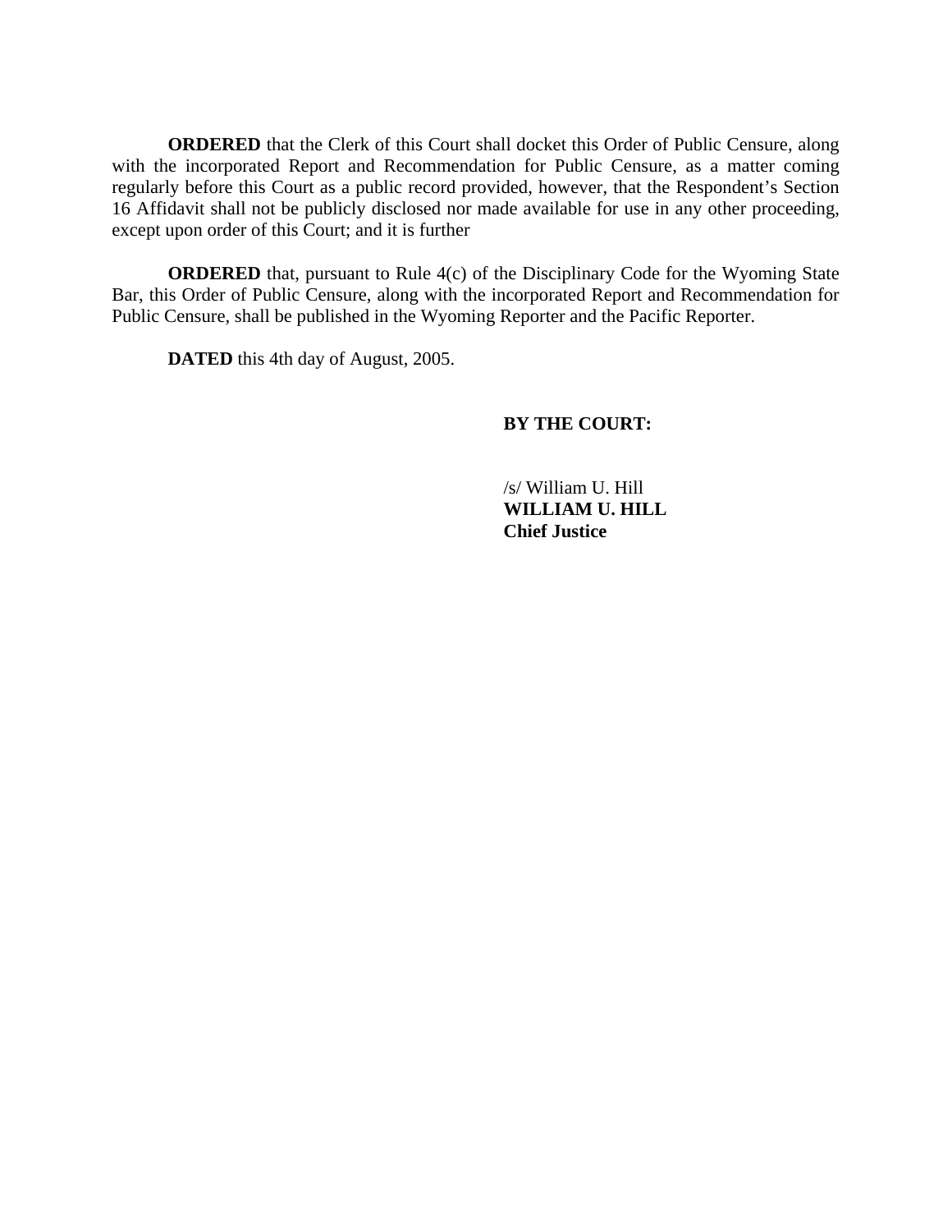**ORDERED** that the Clerk of this Court shall docket this Order of Public Censure, along with the incorporated Report and Recommendation for Public Censure, as a matter coming regularly before this Court as a public record provided, however, that the Respondent's Section 16 Affidavit shall not be publicly disclosed nor made available for use in any other proceeding, except upon order of this Court; and it is further

**ORDERED** that, pursuant to Rule 4(c) of the Disciplinary Code for the Wyoming State Bar, this Order of Public Censure, along with the incorporated Report and Recommendation for Public Censure, shall be published in the Wyoming Reporter and the Pacific Reporter.

**DATED** this 4th day of August, 2005.

**BY THE COURT:**

/s/ William U. Hill
**WILLIAM U. HILL**
**Chief Justice**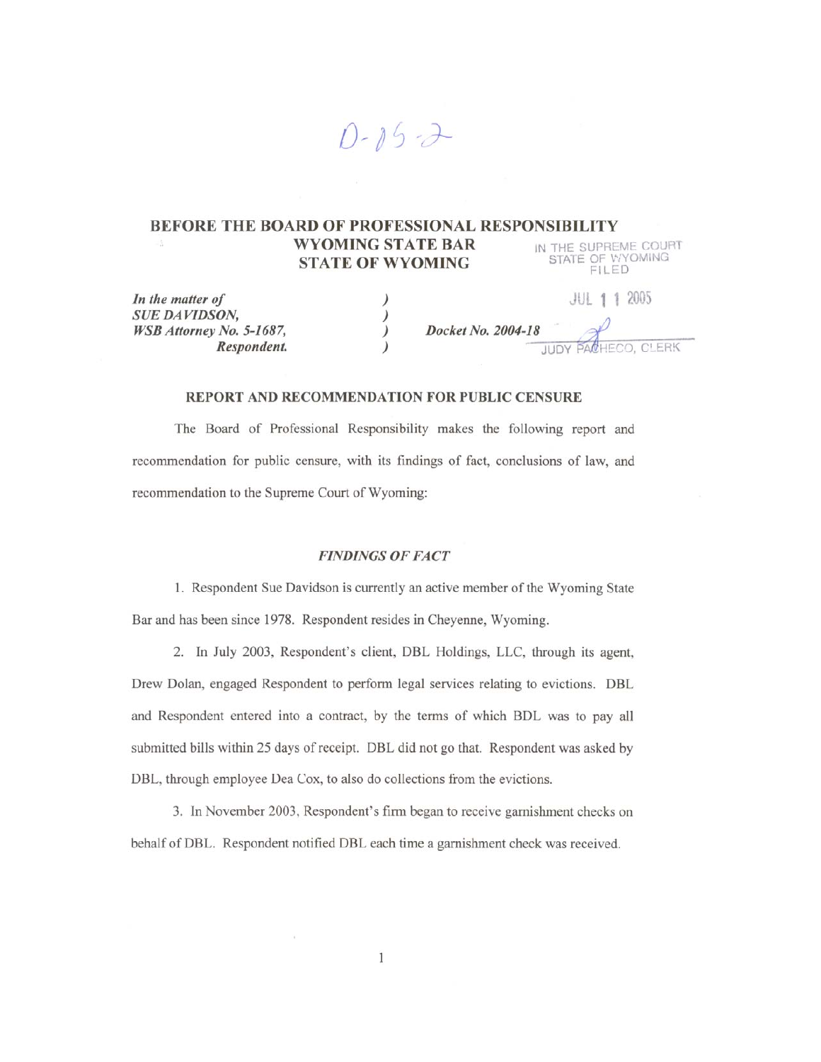D-05-2

# BEFORE THE BOARD OF PROFESSIONAL RESPONSIBILITY
## WYOMING STATE BAR
## STATE OF WYOMING

IN THE SUPREME COURT
STATE OF WYOMING
FILED

JUL 11 2005

JUDY PACHECO, CLERK

| | | |
|---|---|---|
| ***In the matter of*** | ) | |
| ***SUE DAVIDSON,*** | ) | |
| ***WSB Attorney No. 5-1687,*** | ) | ***Docket No. 2004-18*** |
| ***Respondent.*** | ) | |

**REPORT AND RECOMMENDATION FOR PUBLIC CENSURE**

The Board of Professional Responsibility makes the following report and recommendation for public censure, with its findings of fact, conclusions of law, and recommendation to the Supreme Court of Wyoming:

***FINDINGS OF FACT***

1. Respondent Sue Davidson is currently an active member of the Wyoming State Bar and has been since 1978. Respondent resides in Cheyenne, Wyoming.

2. In July 2003, Respondent's client, DBL Holdings, LLC, through its agent, Drew Dolan, engaged Respondent to perform legal services relating to evictions. DBL and Respondent entered into a contract, by the terms of which BDL was to pay all submitted bills within 25 days of receipt. DBL did not go that. Respondent was asked by DBL, through employee Dea Cox, to also do collections from the evictions.

3. In November 2003, Respondent's firm began to receive garnishment checks on behalf of DBL. Respondent notified DBL each time a garnishment check was received.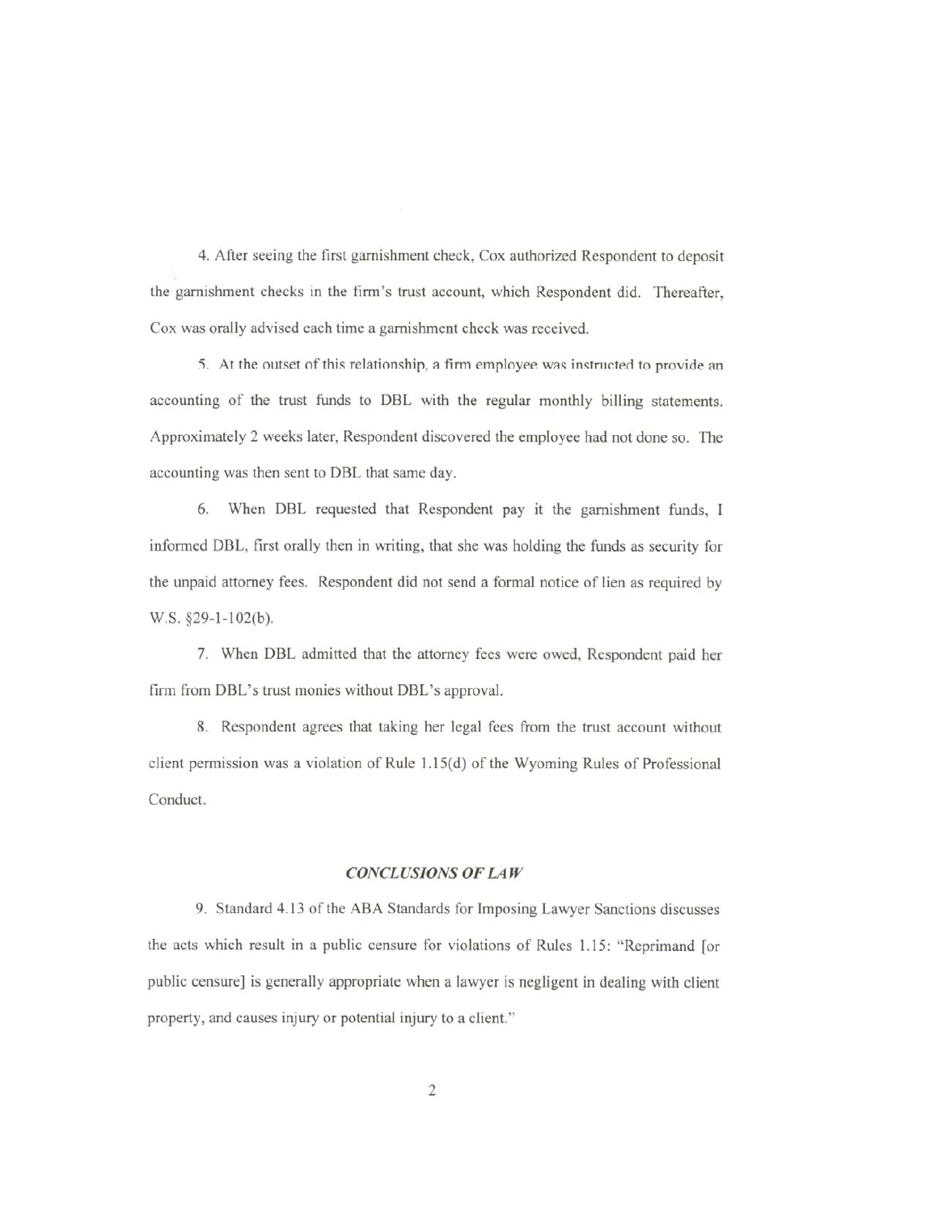4. After seeing the first garnishment check, Cox authorized Respondent to deposit the garnishment checks in the firm's trust account, which Respondent did. Thereafter, Cox was orally advised each time a garnishment check was received.

5. At the outset of this relationship, a firm employee was instructed to provide an accounting of the trust funds to DBL with the regular monthly billing statements. Approximately 2 weeks later, Respondent discovered the employee had not done so. The accounting was then sent to DBL that same day.

6. When DBL requested that Respondent pay it the garnishment funds, I informed DBL, first orally then in writing, that she was holding the funds as security for the unpaid attorney fees. Respondent did not send a formal notice of lien as required by W.S. §29-1-102(b).

7. When DBL admitted that the attorney fees were owed, Respondent paid her firm from DBL's trust monies without DBL's approval.

8. Respondent agrees that taking her legal fees from the trust account without client permission was a violation of Rule 1.15(d) of the Wyoming Rules of Professional Conduct.

## *CONCLUSIONS OF LAW*

9. Standard 4.13 of the ABA Standards for Imposing Lawyer Sanctions discusses the acts which result in a public censure for violations of Rules 1.15: "Reprimand [or public censure] is generally appropriate when a lawyer is negligent in dealing with client property, and causes injury or potential injury to a client."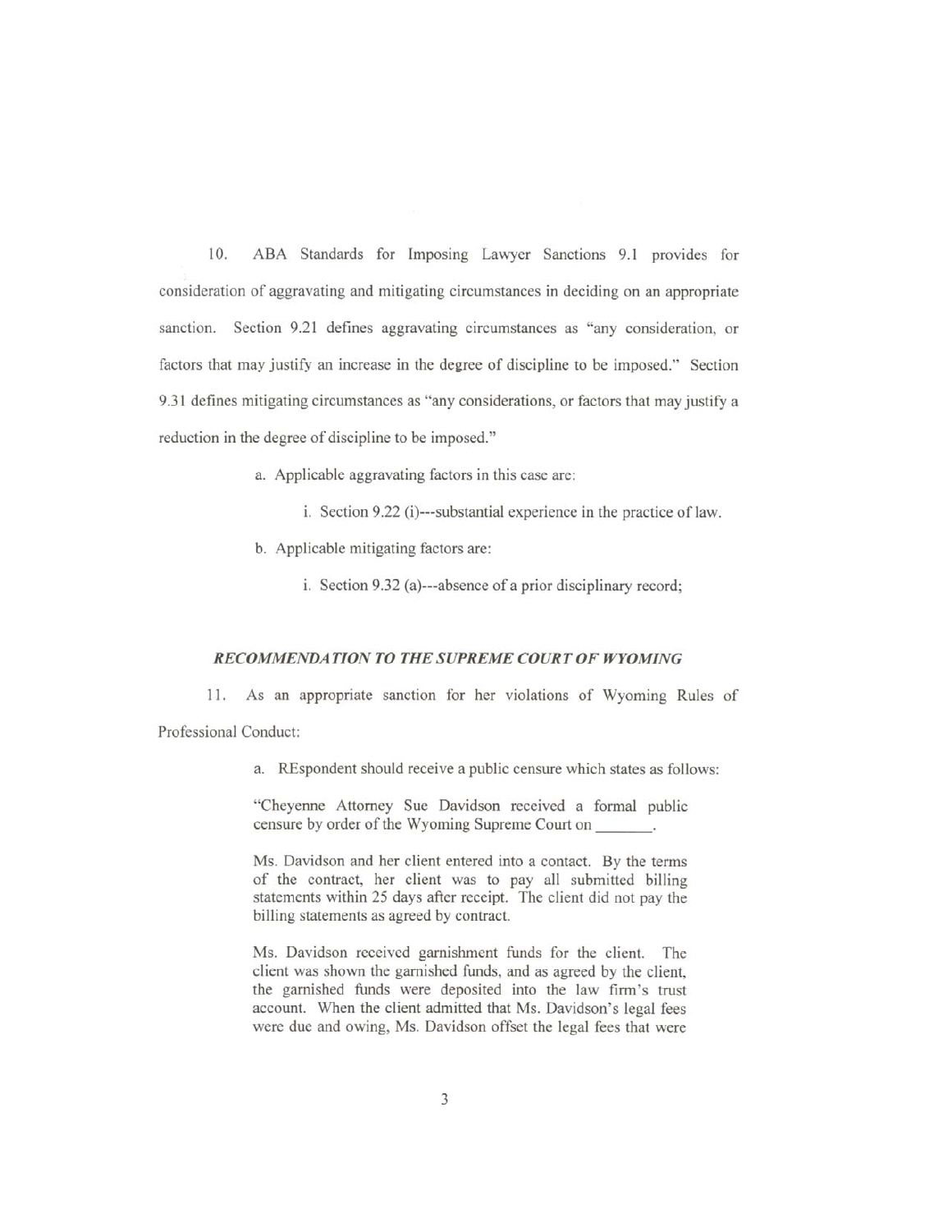10. ABA Standards for Imposing Lawyer Sanctions 9.1 provides for consideration of aggravating and mitigating circumstances in deciding on an appropriate sanction. Section 9.21 defines aggravating circumstances as "any consideration, or factors that may justify an increase in the degree of discipline to be imposed." Section 9.31 defines mitigating circumstances as "any considerations, or factors that may justify a reduction in the degree of discipline to be imposed."

a. Applicable aggravating factors in this case are:

i. Section 9.22 (i)---substantial experience in the practice of law.

b. Applicable mitigating factors are:

i. Section 9.32 (a)---absence of a prior disciplinary record;

***RECOMMENDATION TO THE SUPREME COURT OF WYOMING***

11. As an appropriate sanction for her violations of Wyoming Rules of Professional Conduct:

a. REspondent should receive a public censure which states as follows:

> "Cheyenne Attorney Sue Davidson received a formal public censure by order of the Wyoming Supreme Court on \_\_\_\_\_\_\_.
>
> Ms. Davidson and her client entered into a contact. By the terms of the contract, her client was to pay all submitted billing statements within 25 days after receipt. The client did not pay the billing statements as agreed by contract.
>
> Ms. Davidson received garnishment funds for the client. The client was shown the garnished funds, and as agreed by the client, the garnished funds were deposited into the law firm's trust account. When the client admitted that Ms. Davidson's legal fees were due and owing, Ms. Davidson offset the legal fees that were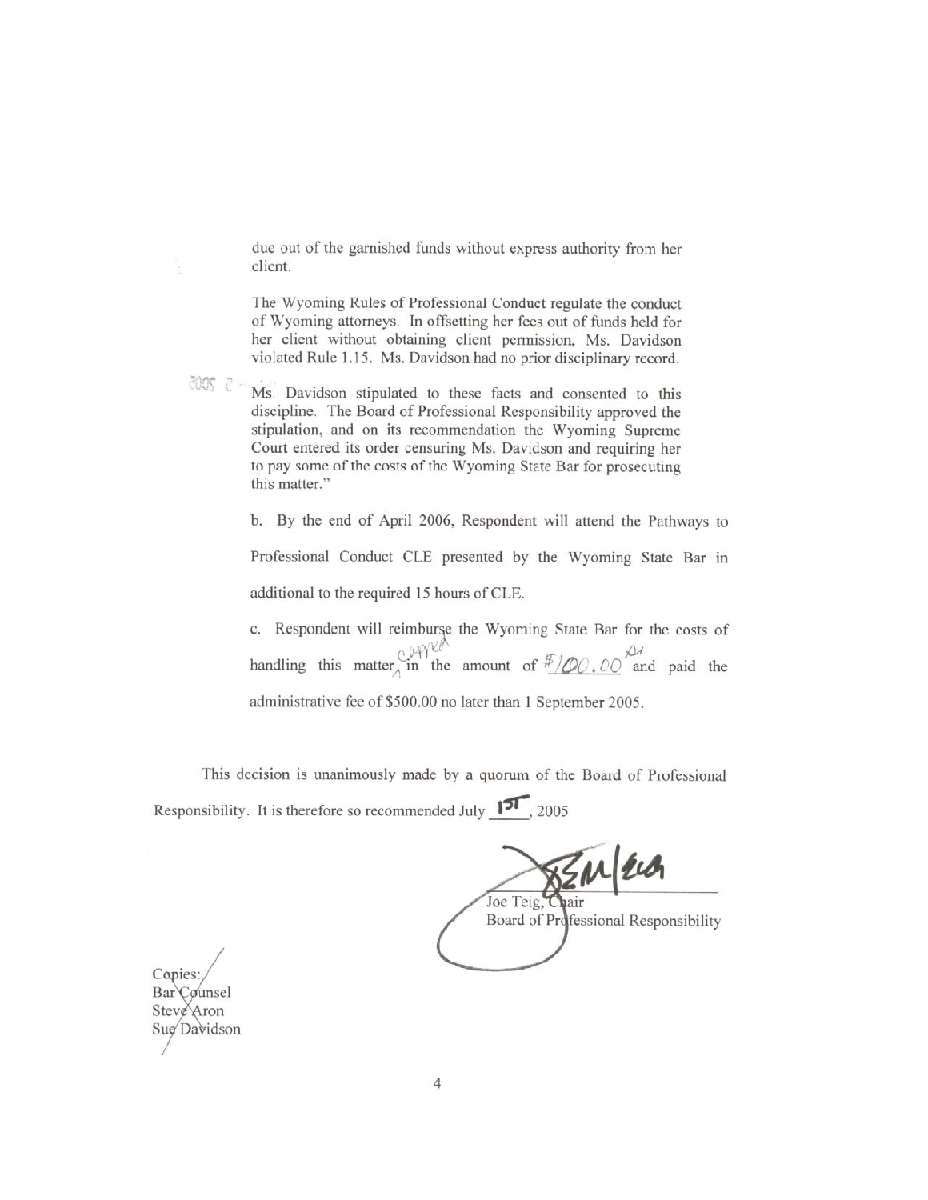due out of the garnished funds without express authority from her client.

The Wyoming Rules of Professional Conduct regulate the conduct of Wyoming attorneys. In offsetting her fees out of funds held for her client without obtaining client permission, Ms. Davidson violated Rule 1.15. Ms. Davidson had no prior disciplinary record.

Ms. Davidson stipulated to these facts and consented to this discipline. The Board of Professional Responsibility approved the stipulation, and on its recommendation the Wyoming Supreme Court entered its order censuring Ms. Davidson and requiring her to pay some of the costs of the Wyoming State Bar for prosecuting this matter."

b. By the end of April 2006, Respondent will attend the Pathways to Professional Conduct CLE presented by the Wyoming State Bar in additional to the required 15 hours of CLE.

c. Respondent will reimburse the Wyoming State Bar for the costs of handling this matter capped in the amount of $100.00 and paid the administrative fee of $500.00 no later than 1 September 2005.

This decision is unanimously made by a quorum of the Board of Professional Responsibility. It is therefore so recommended July 1st, 2005

Joe Teig, Chair
Board of Professional Responsibility

Copies:
Bar Counsel
Steve Aron
Sue Davidson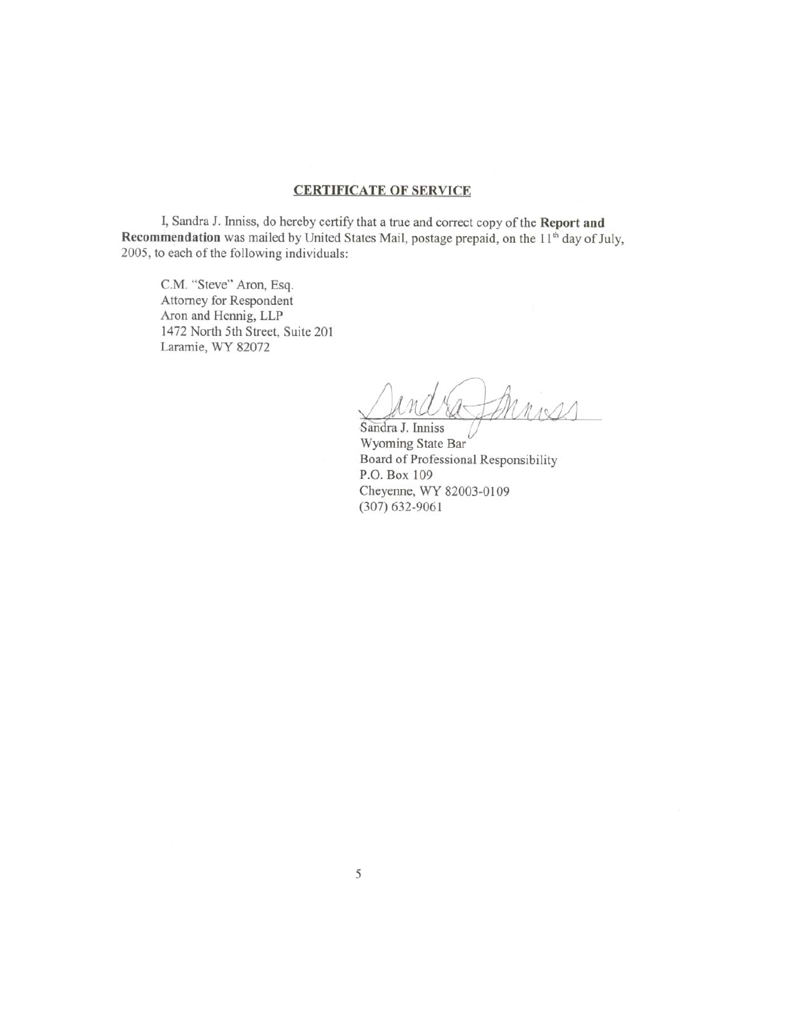## CERTIFICATE OF SERVICE

I, Sandra J. Inniss, do hereby certify that a true and correct copy of the **Report and Recommendation** was mailed by United States Mail, postage prepaid, on the 11th day of July, 2005, to each of the following individuals:

C.M. "Steve" Aron, Esq.  
Attorney for Respondent  
Aron and Hennig, LLP  
1472 North 5th Street, Suite 201  
Laramie, WY 82072

Sandra J. Inniss  
Wyoming State Bar  
Board of Professional Responsibility  
P.O. Box 109  
Cheyenne, WY 82003-0109  
(307) 632-9061